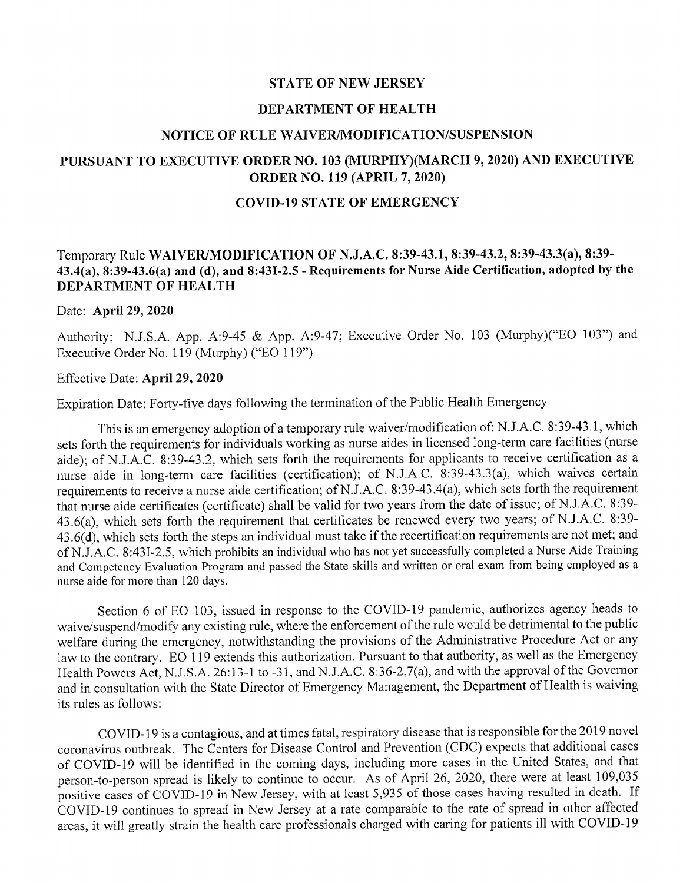# STATE OF NEW JERSEY

## DEPARTMENT OF HEALTH

## NOTICE OF RULE WAIVER/MODIFICATION/SUSPENSION

## PURSUANT TO EXECUTIVE ORDER NO. 103 (MURPHY)(MARCH 9, 2020) AND EXECUTIVE ORDER NO. 119 (APRIL 7, 2020)

## COVID-19 STATE OF EMERGENCY

Temporary Rule **WAIVER/MODIFICATION OF N.J.A.C. 8:39-43.1, 8:39-43.2, 8:39-43.3(a), 8:39-43.4(a), 8:39-43.6(a) and (d), and 8:43I-2.5 - Requirements for Nurse Aide Certification, adopted by the DEPARTMENT OF HEALTH**

Date: **April 29, 2020**

Authority: N.J.S.A. App. A:9-45 & App. A:9-47; Executive Order No. 103 (Murphy)("EO 103") and Executive Order No. 119 (Murphy) ("EO 119")

Effective Date: **April 29, 2020**

Expiration Date: Forty-five days following the termination of the Public Health Emergency

This is an emergency adoption of a temporary rule waiver/modification of: N.J.A.C. 8:39-43.1, which sets forth the requirements for individuals working as nurse aides in licensed long-term care facilities (nurse aide); of N.J.A.C. 8:39-43.2, which sets forth the requirements for applicants to receive certification as a nurse aide in long-term care facilities (certification); of N.J.A.C. 8:39-43.3(a), which waives certain requirements to receive a nurse aide certification; of N.J.A.C. 8:39-43.4(a), which sets forth the requirement that nurse aide certificates (certificate) shall be valid for two years from the date of issue; of N.J.A.C. 8:39-43.6(a), which sets forth the requirement that certificates be renewed every two years; of N.J.A.C. 8:39-43.6(d), which sets forth the steps an individual must take if the recertification requirements are not met; and of N.J.A.C. 8:43I-2.5, which prohibits an individual who has not yet successfully completed a Nurse Aide Training and Competency Evaluation Program and passed the State skills and written or oral exam from being employed as a nurse aide for more than 120 days.

Section 6 of EO 103, issued in response to the COVID-19 pandemic, authorizes agency heads to waive/suspend/modify any existing rule, where the enforcement of the rule would be detrimental to the public welfare during the emergency, notwithstanding the provisions of the Administrative Procedure Act or any law to the contrary. EO 119 extends this authorization. Pursuant to that authority, as well as the Emergency Health Powers Act, N.J.S.A. 26:13-1 to -31, and N.J.A.C. 8:36-2.7(a), and with the approval of the Governor and in consultation with the State Director of Emergency Management, the Department of Health is waiving its rules as follows:

COVID-19 is a contagious, and at times fatal, respiratory disease that is responsible for the 2019 novel coronavirus outbreak. The Centers for Disease Control and Prevention (CDC) expects that additional cases of COVID-19 will be identified in the coming days, including more cases in the United States, and that person-to-person spread is likely to continue to occur. As of April 26, 2020, there were at least 109,035 positive cases of COVID-19 in New Jersey, with at least 5,935 of those cases having resulted in death. If COVID-19 continues to spread in New Jersey at a rate comparable to the rate of spread in other affected areas, it will greatly strain the health care professionals charged with caring for patients ill with COVID-19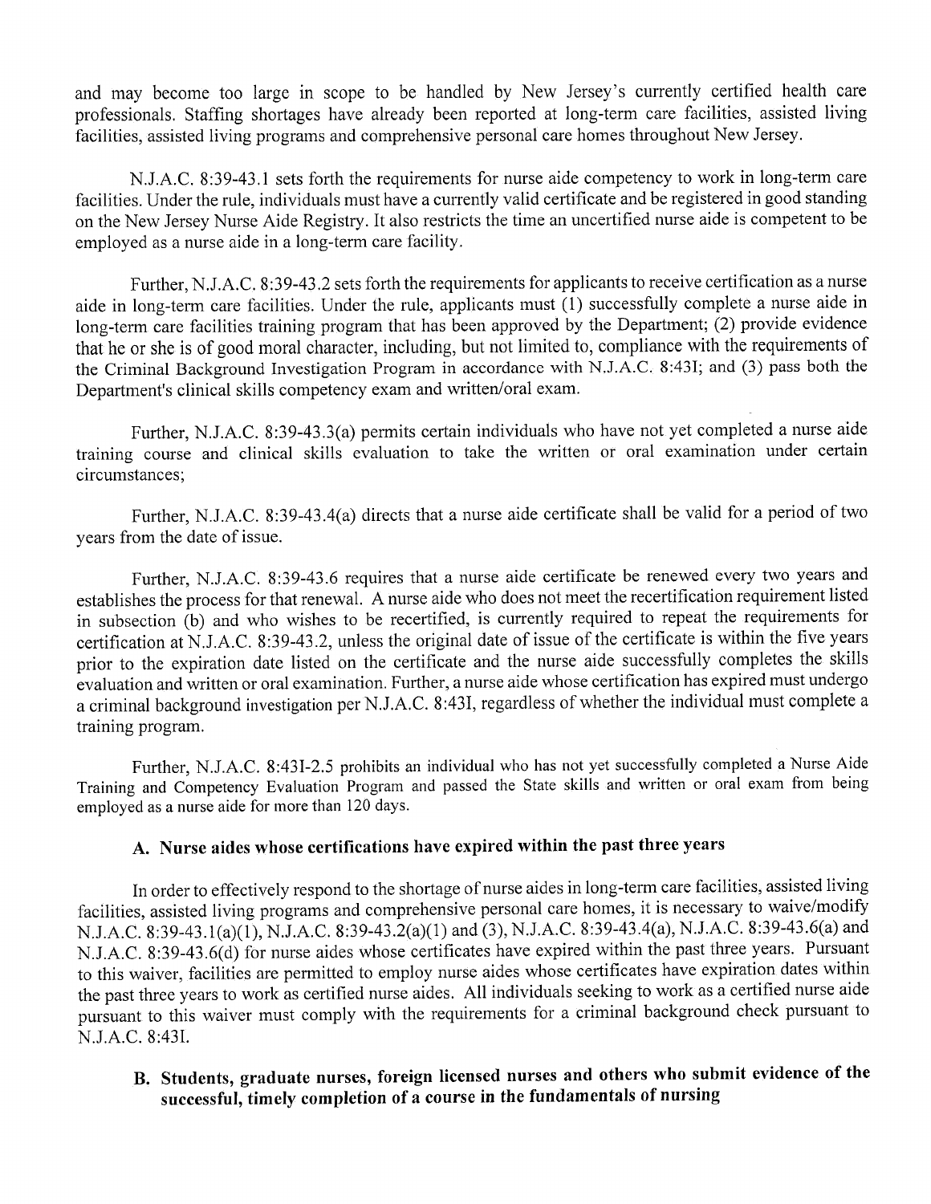and may become too large in scope to be handled by New Jersey's currently certified health care professionals. Staffing shortages have already been reported at long-term care facilities, assisted living facilities, assisted living programs and comprehensive personal care homes throughout New Jersey.

N.J.A.C. 8:39-43.1 sets forth the requirements for nurse aide competency to work in long-term care facilities. Under the rule, individuals must have a currently valid certificate and be registered in good standing on the New Jersey Nurse Aide Registry. It also restricts the time an uncertified nurse aide is competent to be employed as a nurse aide in a long-term care facility.

Further, N.J.A.C. 8:39-43.2 sets forth the requirements for applicants to receive certification as a nurse aide in long-term care facilities. Under the rule, applicants must (1) successfully complete a nurse aide in long-term care facilities training program that has been approved by the Department; (2) provide evidence that he or she is of good moral character, including, but not limited to, compliance with the requirements of the Criminal Background Investigation Program in accordance with N.J.A.C. 8:43I; and (3) pass both the Department's clinical skills competency exam and written/oral exam.

Further, N.J.A.C. 8:39-43.3(a) permits certain individuals who have not yet completed a nurse aide training course and clinical skills evaluation to take the written or oral examination under certain circumstances;

Further, N.J.A.C. 8:39-43.4(a) directs that a nurse aide certificate shall be valid for a period of two years from the date of issue.

Further, N.J.A.C. 8:39-43.6 requires that a nurse aide certificate be renewed every two years and establishes the process for that renewal. A nurse aide who does not meet the recertification requirement listed in subsection (b) and who wishes to be recertified, is currently required to repeat the requirements for certification at N.J.A.C. 8:39-43.2, unless the original date of issue of the certificate is within the five years prior to the expiration date listed on the certificate and the nurse aide successfully completes the skills evaluation and written or oral examination. Further, a nurse aide whose certification has expired must undergo a criminal background investigation per N.J.A.C. 8:43I, regardless of whether the individual must complete a training program.

Further, N.J.A.C. 8:43I-2.5 prohibits an individual who has not yet successfully completed a Nurse Aide Training and Competency Evaluation Program and passed the State skills and written or oral exam from being employed as a nurse aide for more than 120 days.

### A. Nurse aides whose certifications have expired within the past three years

In order to effectively respond to the shortage of nurse aides in long-term care facilities, assisted living facilities, assisted living programs and comprehensive personal care homes, it is necessary to waive/modify N.J.A.C. 8:39-43.1(a)(1), N.J.A.C. 8:39-43.2(a)(1) and (3), N.J.A.C. 8:39-43.4(a), N.J.A.C. 8:39-43.6(a) and N.J.A.C. 8:39-43.6(d) for nurse aides whose certificates have expired within the past three years. Pursuant to this waiver, facilities are permitted to employ nurse aides whose certificates have expiration dates within the past three years to work as certified nurse aides. All individuals seeking to work as a certified nurse aide pursuant to this waiver must comply with the requirements for a criminal background check pursuant to N.J.A.C. 8:43I.

### B. Students, graduate nurses, foreign licensed nurses and others who submit evidence of the successful, timely completion of a course in the fundamentals of nursing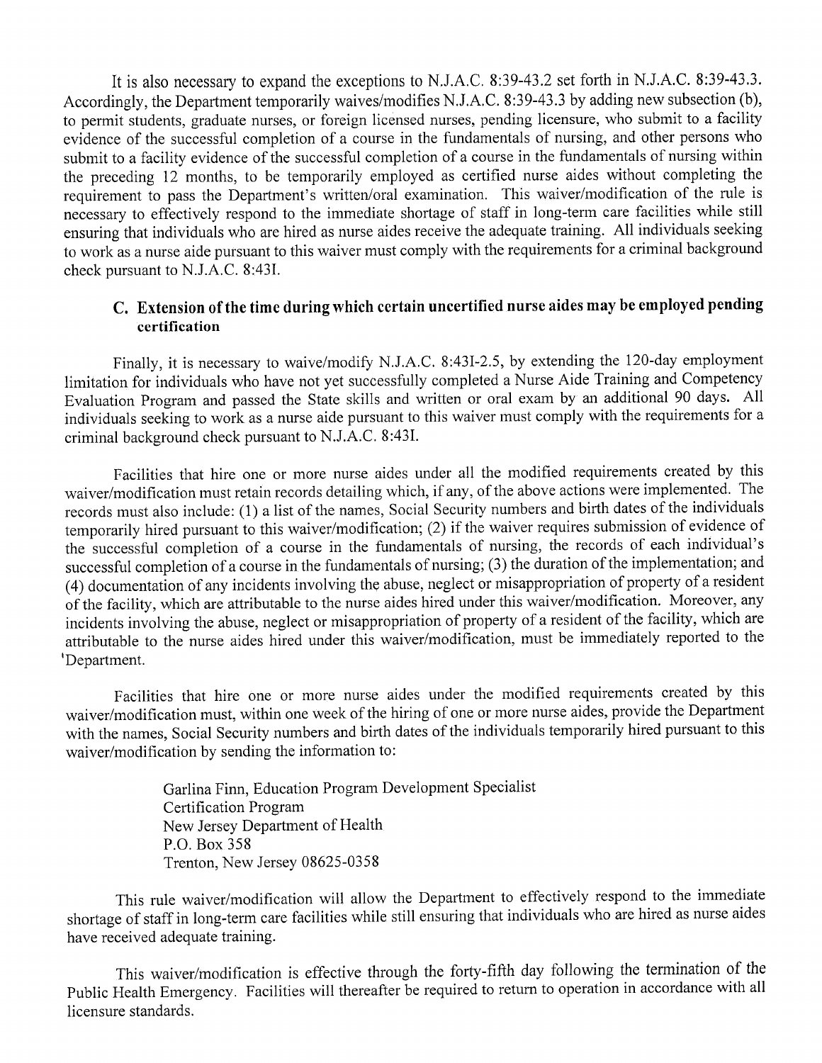It is also necessary to expand the exceptions to N.J.A.C. 8:39-43.2 set forth in N.J.A.C. 8:39-43.3. Accordingly, the Department temporarily waives/modifies N.J.A.C. 8:39-43.3 by adding new subsection (b), to permit students, graduate nurses, or foreign licensed nurses, pending licensure, who submit to a facility evidence of the successful completion of a course in the fundamentals of nursing, and other persons who submit to a facility evidence of the successful completion of a course in the fundamentals of nursing within the preceding 12 months, to be temporarily employed as certified nurse aides without completing the requirement to pass the Department's written/oral examination. This waiver/modification of the rule is necessary to effectively respond to the immediate shortage of staff in long-term care facilities while still ensuring that individuals who are hired as nurse aides receive the adequate training. All individuals seeking to work as a nurse aide pursuant to this waiver must comply with the requirements for a criminal background check pursuant to N.J.A.C. 8:43I.

### C. Extension of the time during which certain uncertified nurse aides may be employed pending certification

Finally, it is necessary to waive/modify N.J.A.C. 8:43I-2.5, by extending the 120-day employment limitation for individuals who have not yet successfully completed a Nurse Aide Training and Competency Evaluation Program and passed the State skills and written or oral exam by an additional 90 days. All individuals seeking to work as a nurse aide pursuant to this waiver must comply with the requirements for a criminal background check pursuant to N.J.A.C. 8:43I.

Facilities that hire one or more nurse aides under all the modified requirements created by this waiver/modification must retain records detailing which, if any, of the above actions were implemented. The records must also include: (1) a list of the names, Social Security numbers and birth dates of the individuals temporarily hired pursuant to this waiver/modification; (2) if the waiver requires submission of evidence of the successful completion of a course in the fundamentals of nursing, the records of each individual's successful completion of a course in the fundamentals of nursing; (3) the duration of the implementation; and (4) documentation of any incidents involving the abuse, neglect or misappropriation of property of a resident of the facility, which are attributable to the nurse aides hired under this waiver/modification. Moreover, any incidents involving the abuse, neglect or misappropriation of property of a resident of the facility, which are attributable to the nurse aides hired under this waiver/modification, must be immediately reported to the Department.

Facilities that hire one or more nurse aides under the modified requirements created by this waiver/modification must, within one week of the hiring of one or more nurse aides, provide the Department with the names, Social Security numbers and birth dates of the individuals temporarily hired pursuant to this waiver/modification by sending the information to:

Garlina Finn, Education Program Development Specialist
Certification Program
New Jersey Department of Health
P.O. Box 358
Trenton, New Jersey 08625-0358

This rule waiver/modification will allow the Department to effectively respond to the immediate shortage of staff in long-term care facilities while still ensuring that individuals who are hired as nurse aides have received adequate training.

This waiver/modification is effective through the forty-fifth day following the termination of the Public Health Emergency. Facilities will thereafter be required to return to operation in accordance with all licensure standards.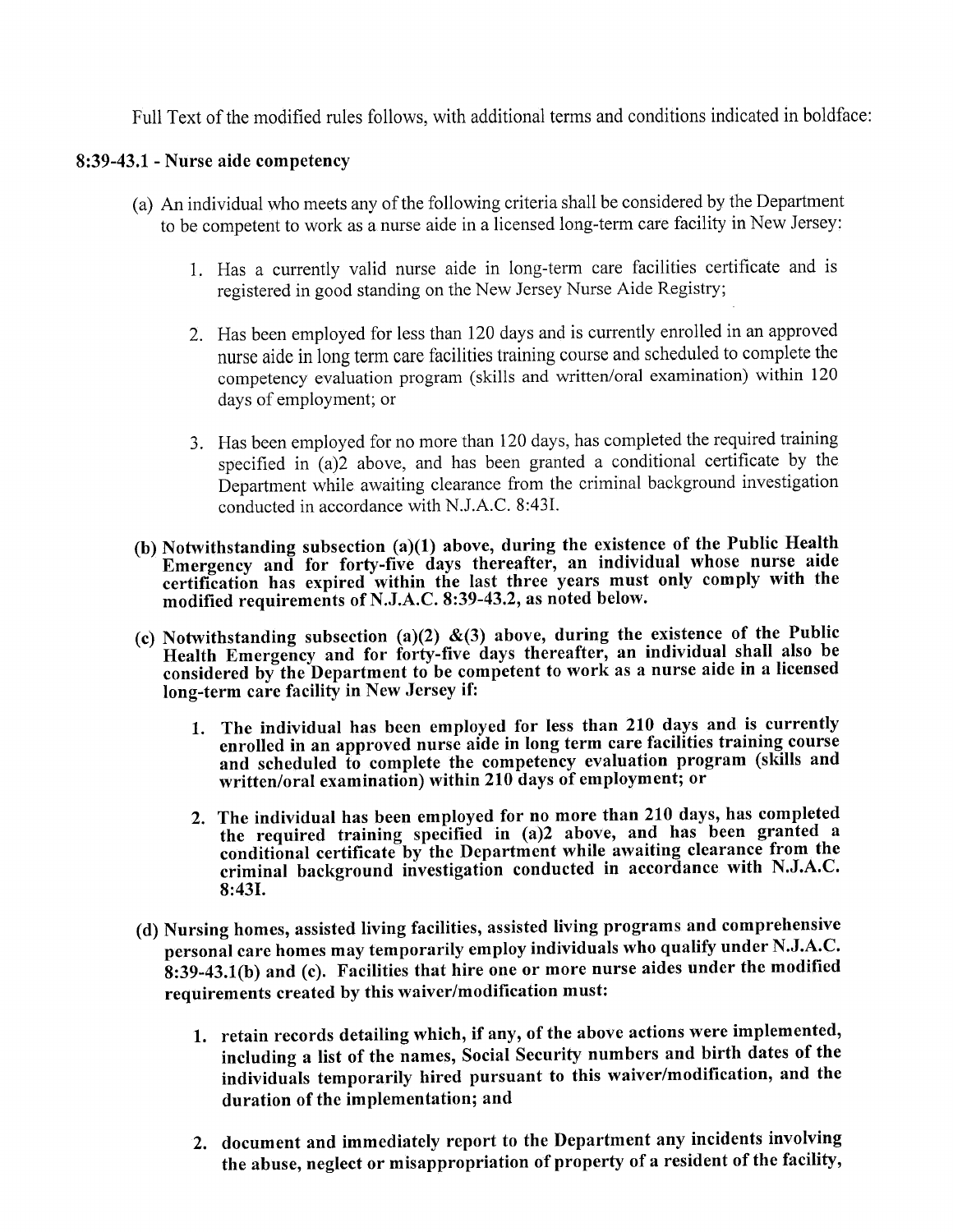Full Text of the modified rules follows, with additional terms and conditions indicated in boldface:

### 8:39-43.1 - Nurse aide competency

(a) An individual who meets any of the following criteria shall be considered by the Department to be competent to work as a nurse aide in a licensed long-term care facility in New Jersey:

1. Has a currently valid nurse aide in long-term care facilities certificate and is registered in good standing on the New Jersey Nurse Aide Registry;

2. Has been employed for less than 120 days and is currently enrolled in an approved nurse aide in long term care facilities training course and scheduled to complete the competency evaluation program (skills and written/oral examination) within 120 days of employment; or

3. Has been employed for no more than 120 days, has completed the required training specified in (a)2 above, and has been granted a conditional certificate by the Department while awaiting clearance from the criminal background investigation conducted in accordance with N.J.A.C. 8:43I.

**(b) Notwithstanding subsection (a)(1) above, during the existence of the Public Health Emergency and for forty-five days thereafter, an individual whose nurse aide certification has expired within the last three years must only comply with the modified requirements of N.J.A.C. 8:39-43.2, as noted below.**

**(c) Notwithstanding subsection (a)(2) &(3) above, during the existence of the Public Health Emergency and for forty-five days thereafter, an individual shall also be considered by the Department to be competent to work as a nurse aide in a licensed long-term care facility in New Jersey if:**

**1. The individual has been employed for less than 210 days and is currently enrolled in an approved nurse aide in long term care facilities training course and scheduled to complete the competency evaluation program (skills and written/oral examination) within 210 days of employment; or**

**2. The individual has been employed for no more than 210 days, has completed the required training specified in (a)2 above, and has been granted a conditional certificate by the Department while awaiting clearance from the criminal background investigation conducted in accordance with N.J.A.C. 8:43I.**

**(d) Nursing homes, assisted living facilities, assisted living programs and comprehensive personal care homes may temporarily employ individuals who qualify under N.J.A.C. 8:39-43.1(b) and (c). Facilities that hire one or more nurse aides under the modified requirements created by this waiver/modification must:**

**1. retain records detailing which, if any, of the above actions were implemented, including a list of the names, Social Security numbers and birth dates of the individuals temporarily hired pursuant to this waiver/modification, and the duration of the implementation; and**

**2. document and immediately report to the Department any incidents involving the abuse, neglect or misappropriation of property of a resident of the facility,**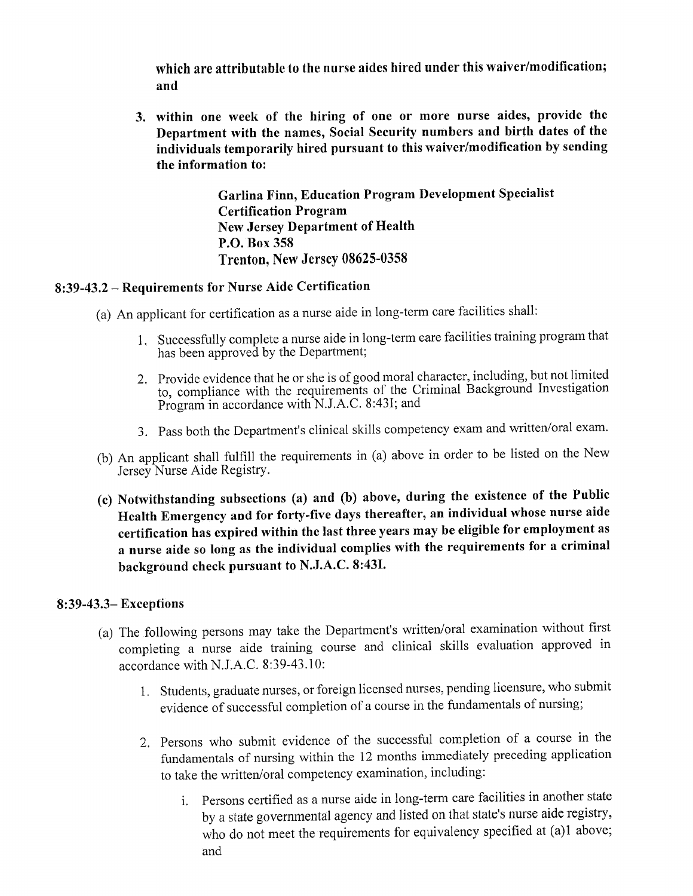**which are attributable to the nurse aides hired under this waiver/modification; and**

3. **within one week of the hiring of one or more nurse aides, provide the Department with the names, Social Security numbers and birth dates of the individuals temporarily hired pursuant to this waiver/modification by sending the information to:**

   **Garlina Finn, Education Program Development Specialist**
   **Certification Program**
   **New Jersey Department of Health**
   **P.O. Box 358**
   **Trenton, New Jersey 08625-0358**

### 8:39-43.2 – Requirements for Nurse Aide Certification

(a) An applicant for certification as a nurse aide in long-term care facilities shall:

1. Successfully complete a nurse aide in long-term care facilities training program that has been approved by the Department;
2. Provide evidence that he or she is of good moral character, including, but not limited to, compliance with the requirements of the Criminal Background Investigation Program in accordance with N.J.A.C. 8:43I; and
3. Pass both the Department's clinical skills competency exam and written/oral exam.

(b) An applicant shall fulfill the requirements in (a) above in order to be listed on the New Jersey Nurse Aide Registry.

**(c) Notwithstanding subsections (a) and (b) above, during the existence of the Public Health Emergency and for forty-five days thereafter, an individual whose nurse aide certification has expired within the last three years may be eligible for employment as a nurse aide so long as the individual complies with the requirements for a criminal background check pursuant to N.J.A.C. 8:43I.**

### 8:39-43.3– Exceptions

(a) The following persons may take the Department's written/oral examination without first completing a nurse aide training course and clinical skills evaluation approved in accordance with N.J.A.C. 8:39-43.10:

1. Students, graduate nurses, or foreign licensed nurses, pending licensure, who submit evidence of successful completion of a course in the fundamentals of nursing;
2. Persons who submit evidence of the successful completion of a course in the fundamentals of nursing within the 12 months immediately preceding application to take the written/oral competency examination, including:
   i. Persons certified as a nurse aide in long-term care facilities in another state by a state governmental agency and listed on that state's nurse aide registry, who do not meet the requirements for equivalency specified at (a)1 above; and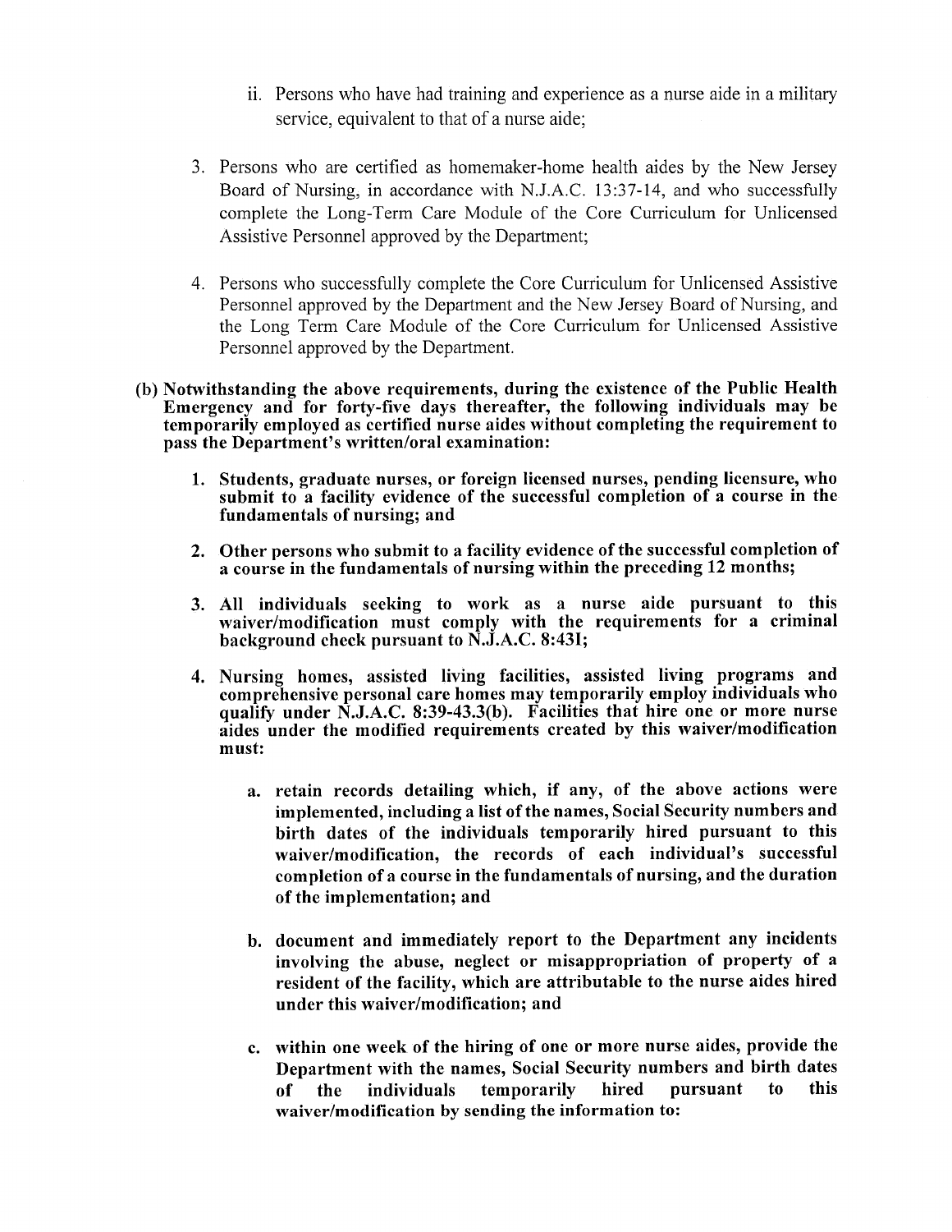ii. Persons who have had training and experience as a nurse aide in a military service, equivalent to that of a nurse aide;

3. Persons who are certified as homemaker-home health aides by the New Jersey Board of Nursing, in accordance with N.J.A.C. 13:37-14, and who successfully complete the Long-Term Care Module of the Core Curriculum for Unlicensed Assistive Personnel approved by the Department;

4. Persons who successfully complete the Core Curriculum for Unlicensed Assistive Personnel approved by the Department and the New Jersey Board of Nursing, and the Long Term Care Module of the Core Curriculum for Unlicensed Assistive Personnel approved by the Department.

**(b) Notwithstanding the above requirements, during the existence of the Public Health Emergency and for forty-five days thereafter, the following individuals may be temporarily employed as certified nurse aides without completing the requirement to pass the Department's written/oral examination:**

**1. Students, graduate nurses, or foreign licensed nurses, pending licensure, who submit to a facility evidence of the successful completion of a course in the fundamentals of nursing; and**

**2. Other persons who submit to a facility evidence of the successful completion of a course in the fundamentals of nursing within the preceding 12 months;**

**3. All individuals seeking to work as a nurse aide pursuant to this waiver/modification must comply with the requirements for a criminal background check pursuant to N.J.A.C. 8:43I;**

**4. Nursing homes, assisted living facilities, assisted living programs and comprehensive personal care homes may temporarily employ individuals who qualify under N.J.A.C. 8:39-43.3(b). Facilities that hire one or more nurse aides under the modified requirements created by this waiver/modification must:**

**a. retain records detailing which, if any, of the above actions were implemented, including a list of the names, Social Security numbers and birth dates of the individuals temporarily hired pursuant to this waiver/modification, the records of each individual's successful completion of a course in the fundamentals of nursing, and the duration of the implementation; and**

**b. document and immediately report to the Department any incidents involving the abuse, neglect or misappropriation of property of a resident of the facility, which are attributable to the nurse aides hired under this waiver/modification; and**

**c. within one week of the hiring of one or more nurse aides, provide the Department with the names, Social Security numbers and birth dates of the individuals temporarily hired pursuant to this waiver/modification by sending the information to:**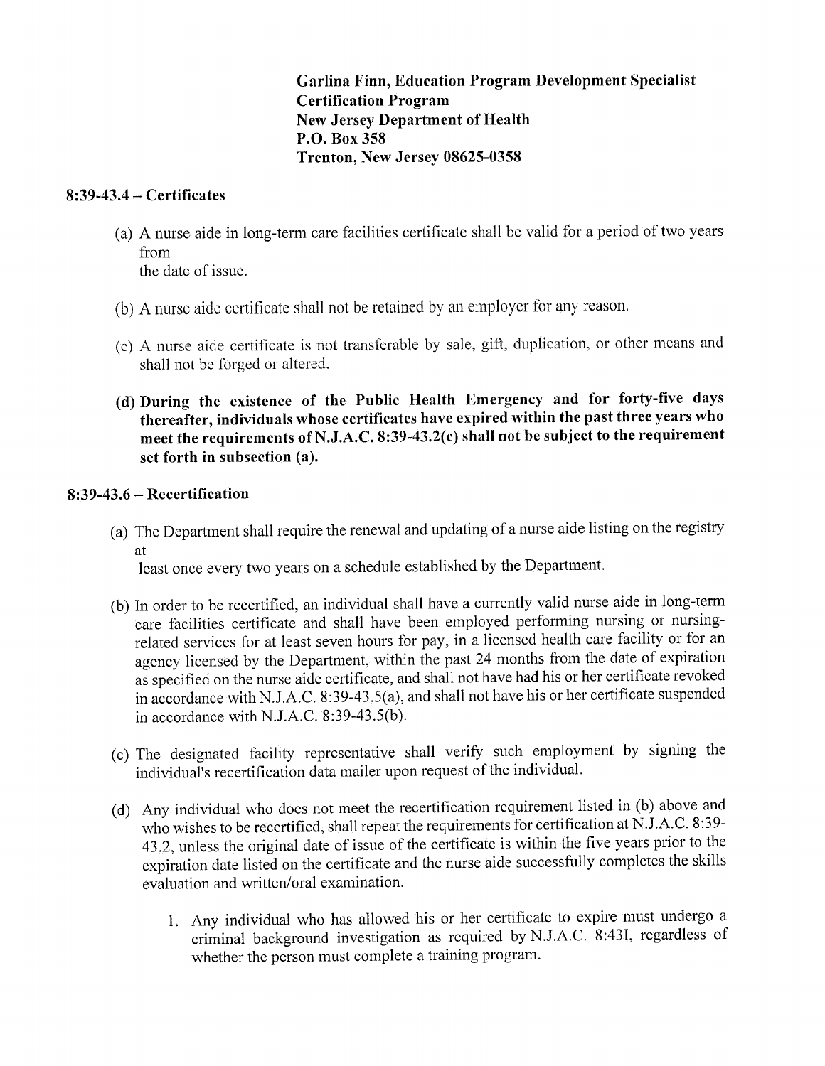**Garlina Finn, Education Program Development Specialist**
**Certification Program**
**New Jersey Department of Health**
**P.O. Box 358**
**Trenton, New Jersey 08625-0358**

## 8:39-43.4 – Certificates

(a) A nurse aide in long-term care facilities certificate shall be valid for a period of two years from the date of issue.

(b) A nurse aide certificate shall not be retained by an employer for any reason.

(c) A nurse aide certificate is not transferable by sale, gift, duplication, or other means and shall not be forged or altered.

**(d) During the existence of the Public Health Emergency and for forty-five days thereafter, individuals whose certificates have expired within the past three years who meet the requirements of N.J.A.C. 8:39-43.2(c) shall not be subject to the requirement set forth in subsection (a).**

## 8:39-43.6 – Recertification

(a) The Department shall require the renewal and updating of a nurse aide listing on the registry at least once every two years on a schedule established by the Department.

(b) In order to be recertified, an individual shall have a currently valid nurse aide in long-term care facilities certificate and shall have been employed performing nursing or nursing-related services for at least seven hours for pay, in a licensed health care facility or for an agency licensed by the Department, within the past 24 months from the date of expiration as specified on the nurse aide certificate, and shall not have had his or her certificate revoked in accordance with N.J.A.C. 8:39-43.5(a), and shall not have his or her certificate suspended in accordance with N.J.A.C. 8:39-43.5(b).

(c) The designated facility representative shall verify such employment by signing the individual's recertification data mailer upon request of the individual.

(d) Any individual who does not meet the recertification requirement listed in (b) above and who wishes to be recertified, shall repeat the requirements for certification at N.J.A.C. 8:39-43.2, unless the original date of issue of the certificate is within the five years prior to the expiration date listed on the certificate and the nurse aide successfully completes the skills evaluation and written/oral examination.

1. Any individual who has allowed his or her certificate to expire must undergo a criminal background investigation as required by N.J.A.C. 8:43I, regardless of whether the person must complete a training program.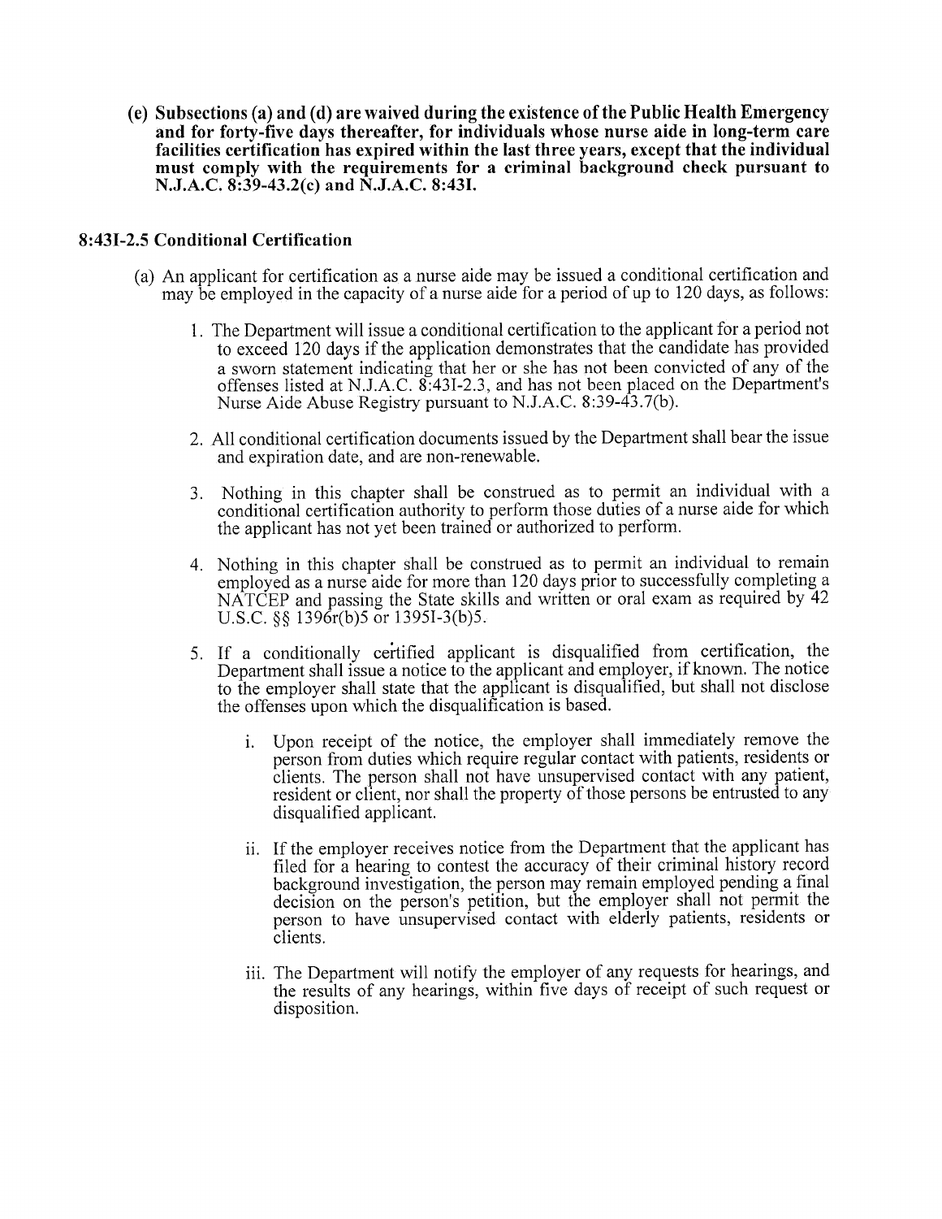**(e) Subsections (a) and (d) are waived during the existence of the Public Health Emergency and for forty-five days thereafter, for individuals whose nurse aide in long-term care facilities certification has expired within the last three years, except that the individual must comply with the requirements for a criminal background check pursuant to N.J.A.C. 8:39-43.2(c) and N.J.A.C. 8:43I.**

### 8:43I-2.5 Conditional Certification

(a) An applicant for certification as a nurse aide may be issued a conditional certification and may be employed in the capacity of a nurse aide for a period of up to 120 days, as follows:

1. The Department will issue a conditional certification to the applicant for a period not to exceed 120 days if the application demonstrates that the candidate has provided a sworn statement indicating that her or she has not been convicted of any of the offenses listed at N.J.A.C. 8:43I-2.3, and has not been placed on the Department's Nurse Aide Abuse Registry pursuant to N.J.A.C. 8:39-43.7(b).

2. All conditional certification documents issued by the Department shall bear the issue and expiration date, and are non-renewable.

3. Nothing in this chapter shall be construed as to permit an individual with a conditional certification authority to perform those duties of a nurse aide for which the applicant has not yet been trained or authorized to perform.

4. Nothing in this chapter shall be construed as to permit an individual to remain employed as a nurse aide for more than 120 days prior to successfully completing a NATCEP and passing the State skills and written or oral exam as required by 42 U.S.C. §§ 1396r(b)5 or 1395I-3(b)5.

5. If a conditionally certified applicant is disqualified from certification, the Department shall issue a notice to the applicant and employer, if known. The notice to the employer shall state that the applicant is disqualified, but shall not disclose the offenses upon which the disqualification is based.

   i. Upon receipt of the notice, the employer shall immediately remove the person from duties which require regular contact with patients, residents or clients. The person shall not have unsupervised contact with any patient, resident or client, nor shall the property of those persons be entrusted to any disqualified applicant.

   ii. If the employer receives notice from the Department that the applicant has filed for a hearing to contest the accuracy of their criminal history record background investigation, the person may remain employed pending a final decision on the person's petition, but the employer shall not permit the person to have unsupervised contact with elderly patients, residents or clients.

   iii. The Department will notify the employer of any requests for hearings, and the results of any hearings, within five days of receipt of such request or disposition.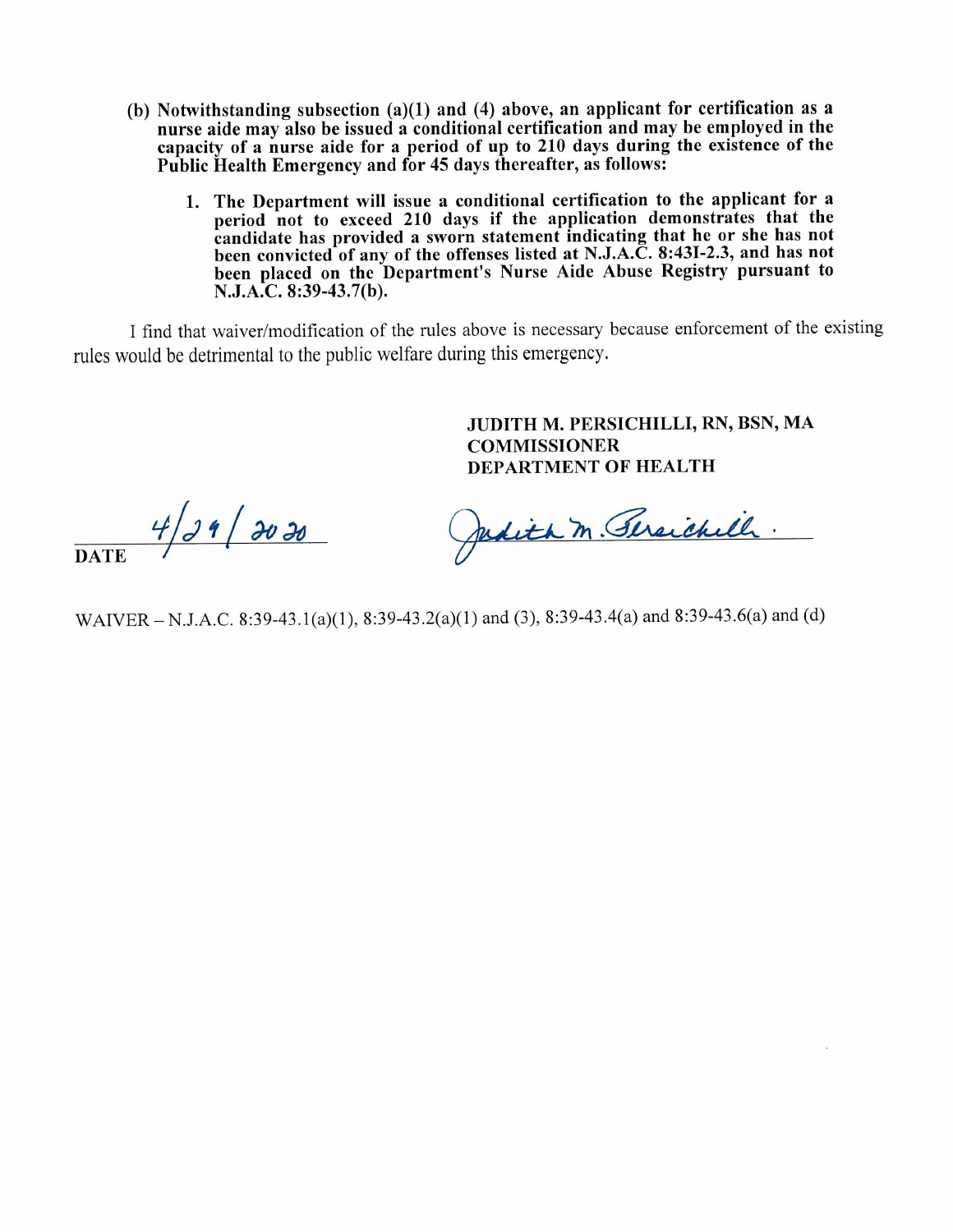**(b) Notwithstanding subsection (a)(1) and (4) above, an applicant for certification as a nurse aide may also be issued a conditional certification and may be employed in the capacity of a nurse aide for a period of up to 210 days during the existence of the Public Health Emergency and for 45 days thereafter, as follows:**

**1. The Department will issue a conditional certification to the applicant for a period not to exceed 210 days if the application demonstrates that the candidate has provided a sworn statement indicating that he or she has not been convicted of any of the offenses listed at N.J.A.C. 8:43I-2.3, and has not been placed on the Department's Nurse Aide Abuse Registry pursuant to N.J.A.C. 8:39-43.7(b).**

I find that waiver/modification of the rules above is necessary because enforcement of the existing rules would be detrimental to the public welfare during this emergency.

**JUDITH M. PERSICHILLI, RN, BSN, MA**
**COMMISSIONER**
**DEPARTMENT OF HEALTH**

4/29/2020
**DATE**

Judith M. Persichilli

WAIVER – N.J.A.C. 8:39-43.1(a)(1), 8:39-43.2(a)(1) and (3), 8:39-43.4(a) and 8:39-43.6(a) and (d)